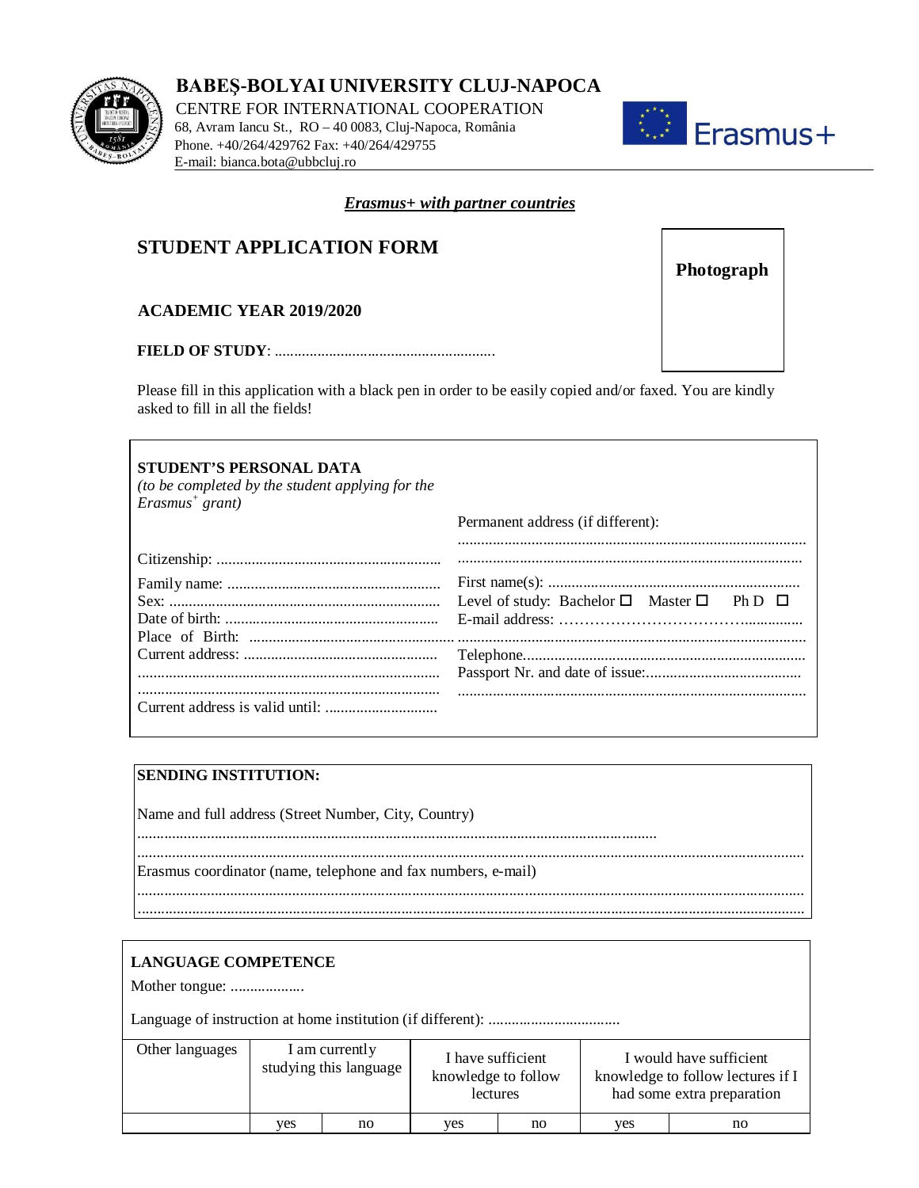# BABEŞ-BOLYAI UNIVERSITY CLUJ-NAPOCA

CENTRE FOR INTERNATIONAL COOPERATION
68, Avram Iancu St., RO – 40 0083, Cluj-Napoca, România
Phone. +40/264/429762 Fax: +40/264/429755
E-mail: bianca.bota@ubbcluj.ro

Erasmus+

***Erasmus+ with partner countries***

## STUDENT APPLICATION FORM

**Photograph**

**ACADEMIC YEAR 2019/2020**

**FIELD OF STUDY**: .........................................................

Please fill in this application with a black pen in order to be easily copied and/or faxed. You are kindly asked to fill in all the fields!

### STUDENT'S PERSONAL DATA

*(to be completed by the student applying for the Erasmus+ grant)*

Citizenship: ..........................................................

Family name: .......................................................

Sex: ......................................................................

Date of birth: .......................................................

Place of Birth: .......................................................

Current address: ..................................................

.............................................................................

.............................................................................

Current address is valid until: ............................

Permanent address (if different):

.........................................................................................

.........................................................................................

First name(s): .................................................................

Level of study: Bachelor ☐ Master ☐ Ph D ☐

E-mail address: ……………………………….............

.........................................................................................

Telephone.........................................................................

Passport Nr. and date of issue:........................................

.........................................................................................

### SENDING INSTITUTION:

Name and full address (Street Number, City, Country)

....................................................................................................................................

.........................................................................................................................................................

Erasmus coordinator (name, telephone and fax numbers, e-mail)

.........................................................................................................................................................

.........................................................................................................................................................

### LANGUAGE COMPETENCE

Mother tongue: ...................

Language of instruction at home institution (if different): ..................................

| Other languages | I am currently studying this language | | I have sufficient knowledge to follow lectures | | I would have sufficient knowledge to follow lectures if I had some extra preparation | |
|---|---|---|---|---|---|---|
| | yes | no | yes | no | yes | no |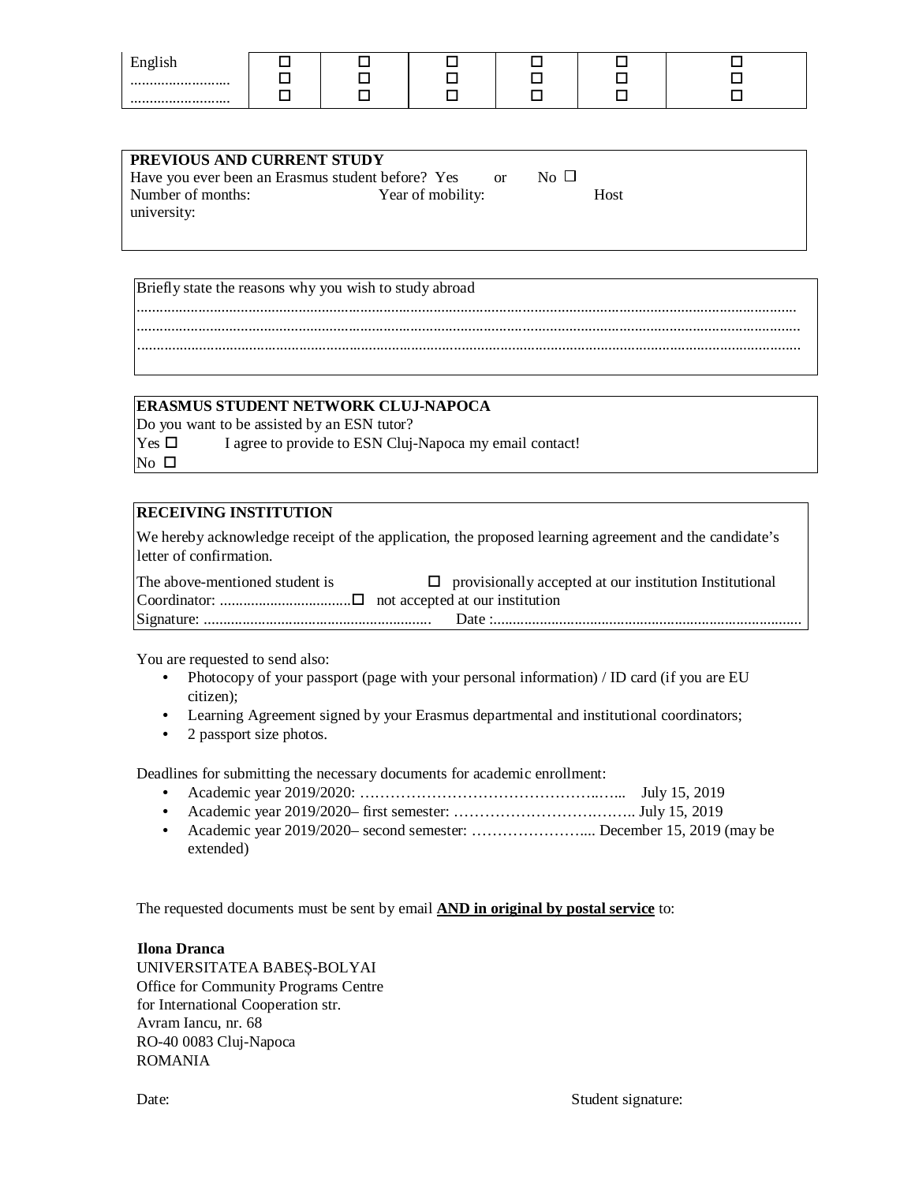| | | | | | | |
|---|---|---|---|---|---|---|
| English | ☐ | ☐ | ☐ | ☐ | ☐ | ☐ |
| .......................... | ☐ | ☐ | ☐ | ☐ | ☐ | ☐ |
| .......................... | ☐ | ☐ | ☐ | ☐ | ☐ | ☐ |

**PREVIOUS AND CURRENT STUDY**

Have you ever been an Erasmus student before? Yes or No ☐

Number of months: Year of mobility: Host university:

Briefly state the reasons why you wish to study abroad

..........................................................................................................................................................................

..........................................................................................................................................................................

..........................................................................................................................................................................

**ERASMUS STUDENT NETWORK CLUJ-NAPOCA**

Do you want to be assisted by an ESN tutor?

Yes ☐ I agree to provide to ESN Cluj-Napoca my email contact!

No ☐

**RECEIVING INSTITUTION**

We hereby acknowledge receipt of the application, the proposed learning agreement and the candidate's letter of confirmation.

The above-mentioned student is ☐ provisionally accepted at our institution Institutional Coordinator: ..................................☐ not accepted at our institution

Signature: ........................................................... Date :...............................................................................

You are requested to send also:

- Photocopy of your passport (page with your personal information) / ID card (if you are EU citizen);
- Learning Agreement signed by your Erasmus departmental and institutional coordinators;
- 2 passport size photos.

Deadlines for submitting the necessary documents for academic enrollment:

- Academic year 2019/2020: ………………………………………..….. July 15, 2019
- Academic year 2019/2020– first semester: …………………………….. July 15, 2019
- Academic year 2019/2020– second semester: ………………….... December 15, 2019 (may be extended)

The requested documents must be sent by email **AND in original by postal service** to:

**Ilona Dranca**
UNIVERSITATEA BABEȘ-BOLYAI
Office for Community Programs Centre
for International Cooperation str.
Avram Iancu, nr. 68
RO-40 0083 Cluj-Napoca
ROMANIA

Date: Student signature: